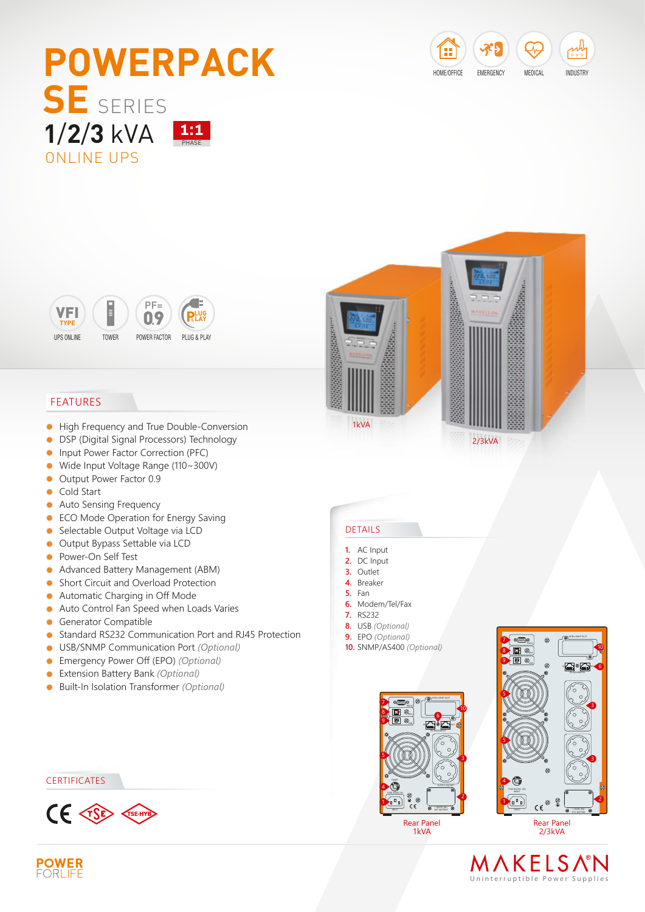# POWERPACK SE SERIES

## 1/2/3 kVA

1:1 PHASE

ONLINE UPS

HOME/OFFICE | EMERGENCY | MEDICAL | INDUSTRY

VFI TYPE UPS ONLINE | TOWER | PF=0.9 POWER FACTOR | PLUG & PLAY

1kVA

2/3kVA

## FEATURES

- High Frequency and True Double-Conversion
- DSP (Digital Signal Processors) Technology
- Input Power Factor Correction (PFC)
- Wide Input Voltage Range (110~300V)
- Output Power Factor 0.9
- Cold Start
- Auto Sensing Frequency
- ECO Mode Operation for Energy Saving
- Selectable Output Voltage via LCD
- Output Bypass Settable via LCD
- Power-On Self Test
- Advanced Battery Management (ABM)
- Short Circuit and Overload Protection
- Automatic Charging in Off Mode
- Auto Control Fan Speed when Loads Varies
- Generator Compatible
- Standard RS232 Communication Port and RJ45 Protection
- USB/SNMP Communication Port *(Optional)*
- Emergency Power Off (EPO) *(Optional)*
- Extension Battery Bank *(Optional)*
- Built-In Isolation Transformer *(Optional)*

## DETAILS

1. AC Input
2. DC Input
3. Outlet
4. Breaker
5. Fan
6. Modem/Tel/Fax
7. RS232
8. USB *(Optional)*
9. EPO *(Optional)*
10. SNMP/AS400 *(Optional)*

Rear Panel 1kVA

Rear Panel 2/3kVA

## CERTIFICATES

CE TSE TSE-HYB

POWER FORLIFE

MAKELSAN® Uninterruptible Power Supplies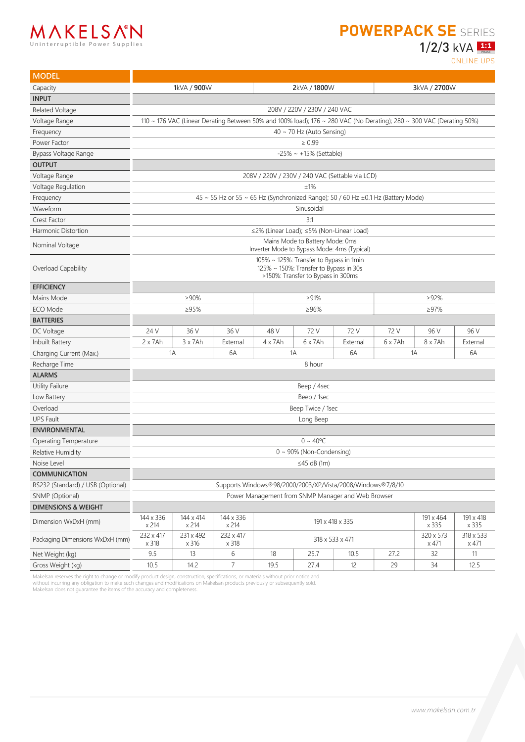# MAKELSAN

Uninterruptible Power Supplies

## POWERPACK SE SERIES

1/2/3 kVA 1:1 PHASE

ONLINE UPS

| MODEL | | | | | | | | | |
|---|---|---|---|---|---|---|---|---|---|
| Capacity | 1kVA / **900**W | | | 2kVA / **1800**W | | | 3kVA / **2700**W | | |
| **INPUT** | | | | | | | | | |
| Related Voltage | 208V / 220V / 230V / 240 VAC | | | | | | | | |
| Voltage Range | 110 ~ 176 VAC (Linear Derating Between 50% and 100% load); 176 ~ 280 VAC (No Derating); 280 ~ 300 VAC (Derating 50%) | | | | | | | | |
| Frequency | 40 ~ 70 Hz (Auto Sensing) | | | | | | | | |
| Power Factor | ≥ 0.99 | | | | | | | | |
| Bypass Voltage Range | -25% ~ +15% (Settable) | | | | | | | | |
| **OUTPUT** | | | | | | | | | |
| Voltage Range | 208V / 220V / 230V / 240 VAC (Settable via LCD) | | | | | | | | |
| Voltage Regulation | ±1% | | | | | | | | |
| Frequency | 45 ~ 55 Hz or 55 ~ 65 Hz (Synchronized Range); 50 / 60 Hz ±0.1 Hz (Battery Mode) | | | | | | | | |
| Waveform | Sinusoidal | | | | | | | | |
| Crest Factor | 3:1 | | | | | | | | |
| Harmonic Distortion | ≤2% (Linear Load); ≤5% (Non-Linear Load) | | | | | | | | |
| Nominal Voltage | Mains Mode to Battery Mode: 0ms<br>Inverter Mode to Bypass Mode: 4ms (Typical) | | | | | | | | |
| Overload Capability | 105% ~ 125%: Transfer to Bypass in 1min<br>125% ~ 150%: Transfer to Bypass in 30s<br>>150%: Transfer to Bypass in 300ms | | | | | | | | |
| **EFFICIENCY** | | | | | | | | | |
| Mains Mode | ≥90% | | | ≥91% | | | ≥92% | | |
| ECO Mode | ≥95% | | | ≥96% | | | ≥97% | | |
| **BATTERIES** | | | | | | | | | |
| DC Voltage | 24 V | 36 V | 36 V | 48 V | 72 V | 72 V | 72 V | 96 V | 96 V |
| Inbuilt Battery | 2 x 7Ah | 3 x 7Ah | External | 4 x 7Ah | 6 x 7Ah | External | 6 x 7Ah | 8 x 7Ah | External |
| Charging Current (Max.) | 1A | | 6A | 1A | | 6A | 1A | | 6A |
| Recharge Time | 8 hour | | | | | | | | |
| **ALARMS** | | | | | | | | | |
| Utility Failure | Beep / 4sec | | | | | | | | |
| Low Battery | Beep / 1sec | | | | | | | | |
| Overload | Beep Twice / 1sec | | | | | | | | |
| UPS Fault | Long Beep | | | | | | | | |
| **ENVIRONMENTAL** | | | | | | | | | |
| Operating Temperature | 0 ~ 40ºC | | | | | | | | |
| Relative Humidity | 0 ~ 90% (Non-Condensing) | | | | | | | | |
| Noise Level | ≤45 dB (1m) | | | | | | | | |
| **COMMUNICATION** | | | | | | | | | |
| RS232 (Standard) / USB (Optional) | Supports Windows®98/2000/2003/XP/Vista/2008/Windows®7/8/10 | | | | | | | | |
| SNMP (Optional) | Power Management from SNMP Manager and Web Browser | | | | | | | | |
| **DIMENSIONS & WEIGHT** | | | | | | | | | |
| Dimension WxDxH (mm) | 144 x 336 x 214 | 144 x 414 x 214 | 144 x 336 x 214 | 191 x 418 x 335 | | | | 191 x 464 x 335 | 191 x 418 x 335 |
| Packaging Dimensions WxDxH (mm) | 232 x 417 x 318 | 231 x 492 x 316 | 232 x 417 x 318 | 318 x 533 x 471 | | | | 320 x 573 x 471 | 318 x 533 x 471 |
| Net Weight (kg) | 9.5 | 13 | 6 | 18 | 25.7 | 10.5 | 27.2 | 32 | 11 |
| Gross Weight (kg) | 10.5 | 14.2 | 7 | 19.5 | 27.4 | 12 | 29 | 34 | 12.5 |

Makelsan reserves the right to change or modify product design, construction, specifications, or materials without prior notice and without incurring any obligation to make such changes and modifications on Makelsan products previously or subsequently sold. Makelsan does not guarantee the items of the accuracy and completeness.

www.makelsan.com.tr